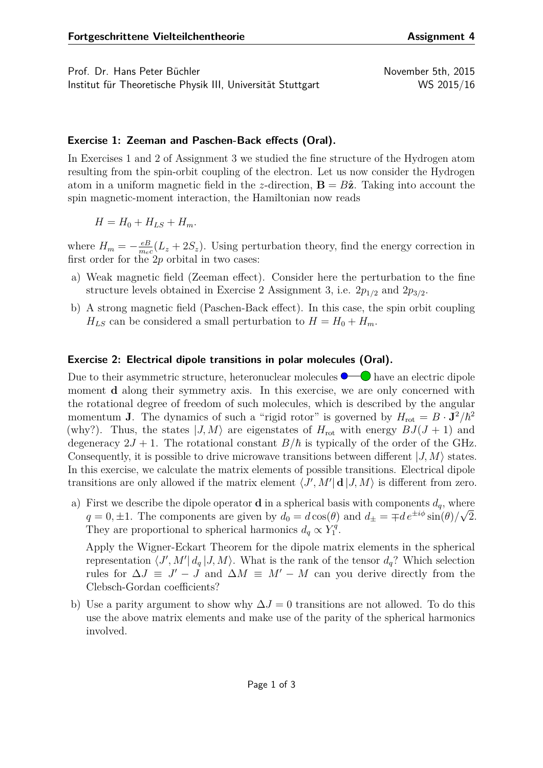Prof. Dr. Hans Peter Büchler
Institut für Theoretische Physik III, Universität Stuttgart

November 5th, 2015
WS 2015/16

### Exercise 1: Zeeman and Paschen-Back effects (Oral).

In Exercises 1 and 2 of Assignment 3 we studied the fine structure of the Hydrogen atom resulting from the spin-orbit coupling of the electron. Let us now consider the Hydrogen atom in a uniform magnetic field in the $z$-direction, $\mathbf{B} = B\hat{\mathbf{z}}$. Taking into account the spin magnetic-moment interaction, the Hamiltonian now reads

$$H = H_0 + H_{LS} + H_m.$$

where $H_m = -\frac{eB}{m_e c}(L_z + 2S_z)$. Using perturbation theory, find the energy correction in first order for the $2p$ orbital in two cases:

a) Weak magnetic field (Zeeman effect). Consider here the perturbation to the fine structure levels obtained in Exercise 2 Assignment 3, i.e. $2p_{1/2}$ and $2p_{3/2}$.

b) A strong magnetic field (Paschen-Back effect). In this case, the spin orbit coupling $H_{LS}$ can be considered a small perturbation to $H = H_0 + H_m$.

### Exercise 2: Electrical dipole transitions in polar molecules (Oral).

Due to their asymmetric structure, heteronuclear molecules have an electric dipole moment $\mathbf{d}$ along their symmetry axis. In this exercise, we are only concerned with the rotational degree of freedom of such molecules, which is described by the angular momentum $\mathbf{J}$. The dynamics of such a "rigid rotor" is governed by $H_{\text{rot}} = B \cdot \mathbf{J}^2/\hbar^2$ (why?). Thus, the states $|J, M\rangle$ are eigenstates of $H_{\text{rot}}$ with energy $BJ(J+1)$ and degeneracy $2J+1$. The rotational constant $B/\hbar$ is typically of the order of the GHz. Consequently, it is possible to drive microwave transitions between different $|J, M\rangle$ states. In this exercise, we calculate the matrix elements of possible transitions. Electrical dipole transitions are only allowed if the matrix element $\langle J', M'| \mathbf{d} |J, M\rangle$ is different from zero.

a) First we describe the dipole operator $\mathbf{d}$ in a spherical basis with components $d_q$, where $q = 0, \pm 1$. The components are given by $d_0 = d\cos(\theta)$ and $d_\pm = \mp d\, e^{\pm i\phi}\sin(\theta)/\sqrt{2}$. They are proportional to spherical harmonics $d_q \propto Y_1^q$.

   Apply the Wigner-Eckart Theorem for the dipole matrix elements in the spherical representation $\langle J', M'| d_q |J, M\rangle$. What is the rank of the tensor $d_q$? Which selection rules for $\Delta J \equiv J' - J$ and $\Delta M \equiv M' - M$ can you derive directly from the Clebsch-Gordan coefficients?

b) Use a parity argument to show why $\Delta J = 0$ transitions are not allowed. To do this use the above matrix elements and make use of the parity of the spherical harmonics involved.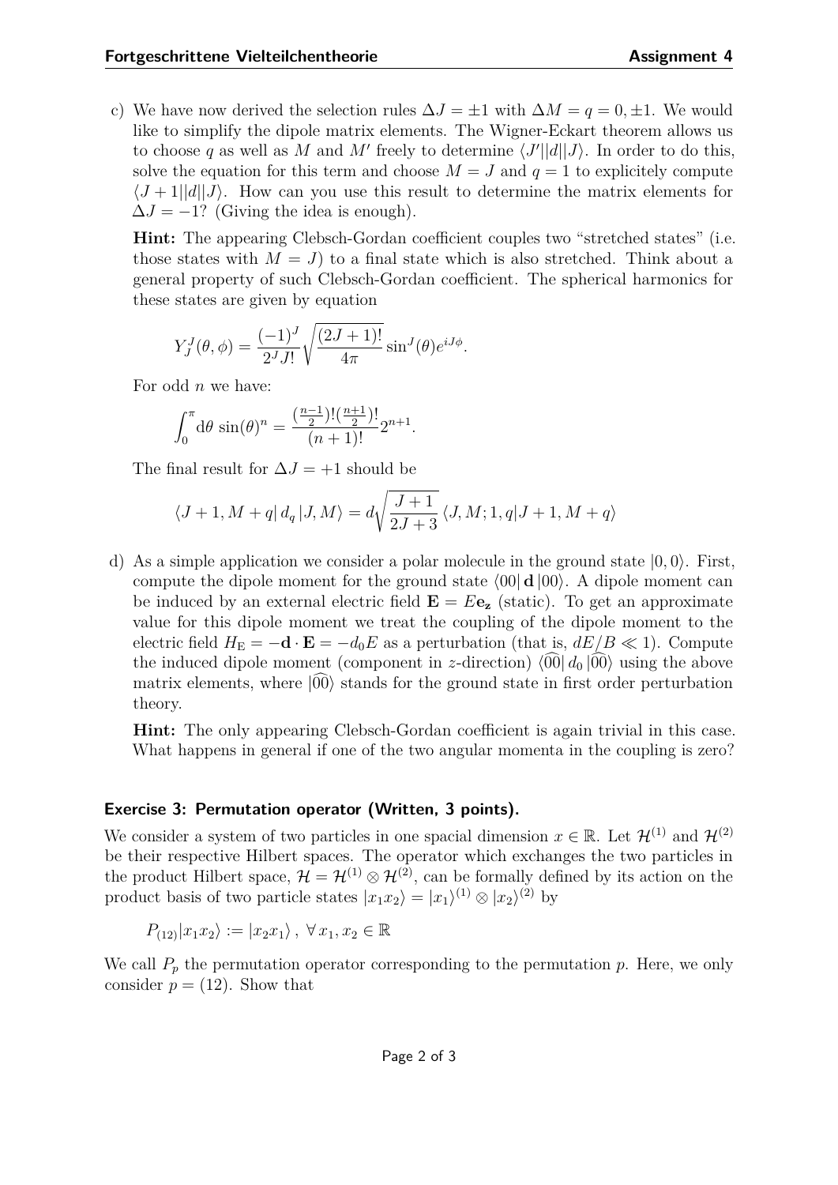c) We have now derived the selection rules $\Delta J = \pm 1$ with $\Delta M = q = 0, \pm 1$. We would like to simplify the dipole matrix elements. The Wigner-Eckart theorem allows us to choose $q$ as well as $M$ and $M'$ freely to determine $\langle J' || d || J \rangle$. In order to do this, solve the equation for this term and choose $M = J$ and $q = 1$ to explicitely compute $\langle J+1 || d || J \rangle$. How can you use this result to determine the matrix elements for $\Delta J = -1$? (Giving the idea is enough).

**Hint:** The appearing Clebsch-Gordan coefficient couples two "stretched states" (i.e. those states with $M = J$) to a final state which is also stretched. Think about a general property of such Clebsch-Gordan coefficient. The spherical harmonics for these states are given by equation

$$Y_J^J(\theta, \phi) = \frac{(-1)^J}{2^J J!} \sqrt{\frac{(2J+1)!}{4\pi}} \sin^J(\theta) e^{iJ\phi}.$$

For odd $n$ we have:

$$\int_0^\pi \mathrm{d}\theta \, \sin(\theta)^n = \frac{(\frac{n-1}{2})!(\frac{n+1}{2})!}{(n+1)!} 2^{n+1}.$$

The final result for $\Delta J = +1$ should be

$$\langle J+1, M+q | \, d_q \, | J, M \rangle = d \sqrt{\frac{J+1}{2J+3}} \, \langle J, M; 1, q | J+1, M+q \rangle$$

d) As a simple application we consider a polar molecule in the ground state $|0, 0\rangle$. First, compute the dipole moment for the ground state $\langle 00 | \, \mathbf{d} \, | 00 \rangle$. A dipole moment can be induced by an external electric field $\mathbf{E} = E \mathbf{e_z}$ (static). To get an approximate value for this dipole moment we treat the coupling of the dipole moment to the electric field $H_\mathrm{E} = -\mathbf{d} \cdot \mathbf{E} = -d_0 E$ as a perturbation (that is, $dE/B \ll 1$). Compute the induced dipole moment (component in $z$-direction) $\langle \widehat{00} | \, d_0 \, | \widehat{00} \rangle$ using the above matrix elements, where $|\widehat{00}\rangle$ stands for the ground state in first order perturbation theory.

**Hint:** The only appearing Clebsch-Gordan coefficient is again trivial in this case. What happens in general if one of the two angular momenta in the coupling is zero?

### Exercise 3: Permutation operator (Written, 3 points).

We consider a system of two particles in one spacial dimension $x \in \mathbb{R}$. Let $\mathcal{H}^{(1)}$ and $\mathcal{H}^{(2)}$ be their respective Hilbert spaces. The operator which exchanges the two particles in the product Hilbert space, $\mathcal{H} = \mathcal{H}^{(1)} \otimes \mathcal{H}^{(2)}$, can be formally defined by its action on the product basis of two particle states $|x_1 x_2\rangle = |x_1\rangle^{(1)} \otimes |x_2\rangle^{(2)}$ by

$$P_{(12)} |x_1 x_2\rangle := |x_2 x_1\rangle \, , \; \forall \, x_1, x_2 \in \mathbb{R}$$

We call $P_p$ the permutation operator corresponding to the permutation $p$. Here, we only consider $p = (12)$. Show that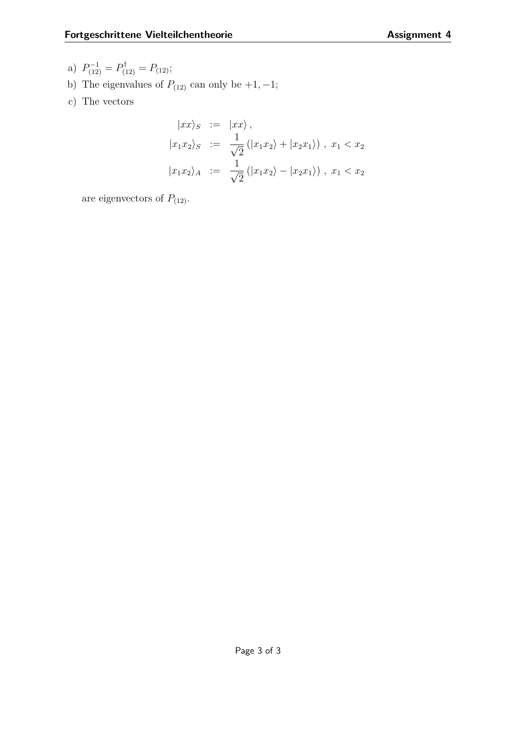a) $P_{(12)}^{-1} = P_{(12)}^{\dagger} = P_{(12)}$;

b) The eigenvalues of $P_{(12)}$ can only be $+1, -1$;

c) The vectors

$$
\begin{aligned}
|xx\rangle_S &:= |xx\rangle \,, \\
|x_1 x_2\rangle_S &:= \frac{1}{\sqrt{2}} \left( |x_1 x_2\rangle + |x_2 x_1\rangle \right) \,,\; x_1 < x_2 \\
|x_1 x_2\rangle_A &:= \frac{1}{\sqrt{2}} \left( |x_1 x_2\rangle - |x_2 x_1\rangle \right) \,,\; x_1 < x_2
\end{aligned}
$$

are eigenvectors of $P_{(12)}$.